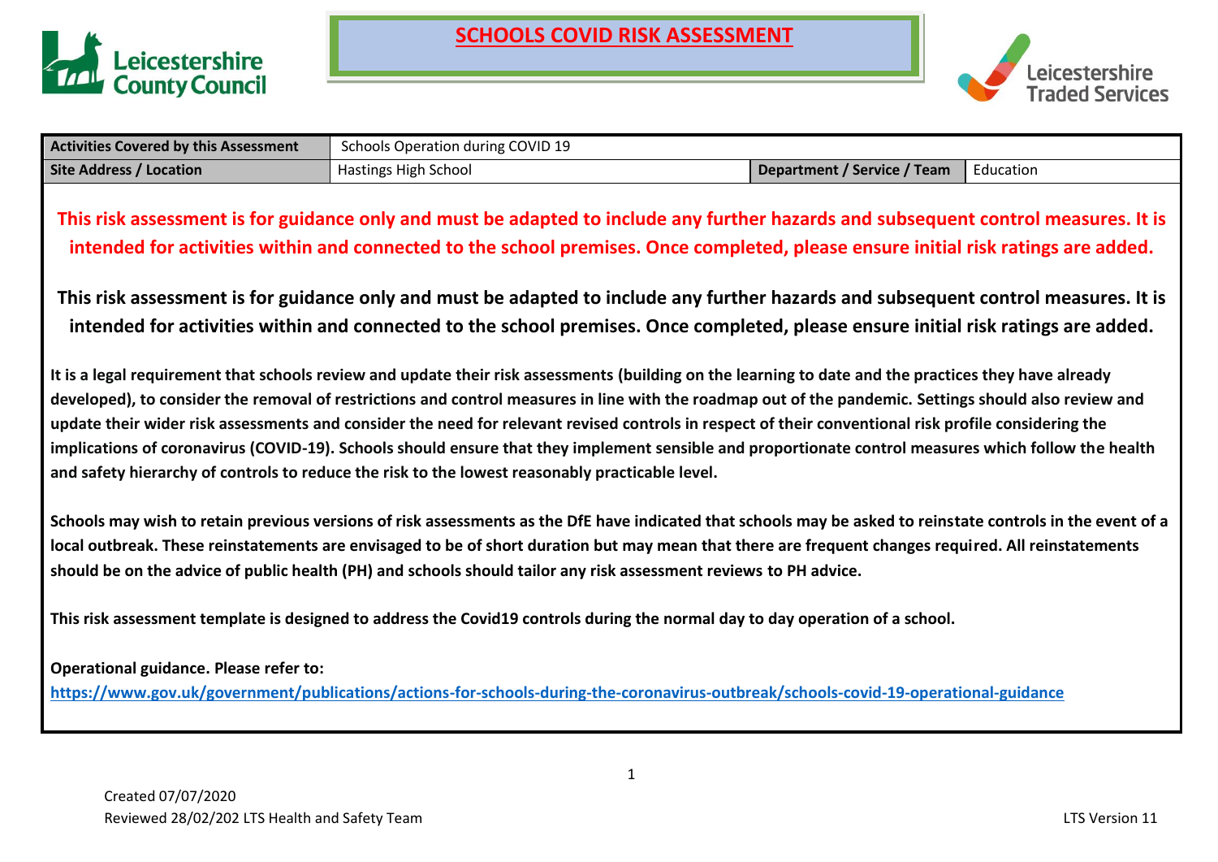# SCHOOLS COVID RISK ASSESSMENT

| Activities Covered by this Assessment | Schools Operation during COVID 19 | | |
| --- | --- | --- | --- |
| Site Address / Location | Hastings High School | Department / Service / Team | Education |

**This risk assessment is for guidance only and must be adapted to include any further hazards and subsequent control measures. It is intended for activities within and connected to the school premises. Once completed, please ensure initial risk ratings are added.**

**This risk assessment is for guidance only and must be adapted to include any further hazards and subsequent control measures. It is intended for activities within and connected to the school premises. Once completed, please ensure initial risk ratings are added.**

**It is a legal requirement that schools review and update their risk assessments (building on the learning to date and the practices they have already developed), to consider the removal of restrictions and control measures in line with the roadmap out of the pandemic. Settings should also review and update their wider risk assessments and consider the need for relevant revised controls in respect of their conventional risk profile considering the implications of coronavirus (COVID-19). Schools should ensure that they implement sensible and proportionate control measures which follow the health and safety hierarchy of controls to reduce the risk to the lowest reasonably practicable level.**

**Schools may wish to retain previous versions of risk assessments as the DfE have indicated that schools may be asked to reinstate controls in the event of a local outbreak. These reinstatements are envisaged to be of short duration but may mean that there are frequent changes required. All reinstatements should be on the advice of public health (PH) and schools should tailor any risk assessment reviews to PH advice.**

**This risk assessment template is designed to address the Covid19 controls during the normal day to day operation of a school.**

**Operational guidance. Please refer to:**
**https://www.gov.uk/government/publications/actions-for-schools-during-the-coronavirus-outbreak/schools-covid-19-operational-guidance**

Created 07/07/2020
Reviewed 28/02/202 LTS Health and Safety Team

LTS Version 11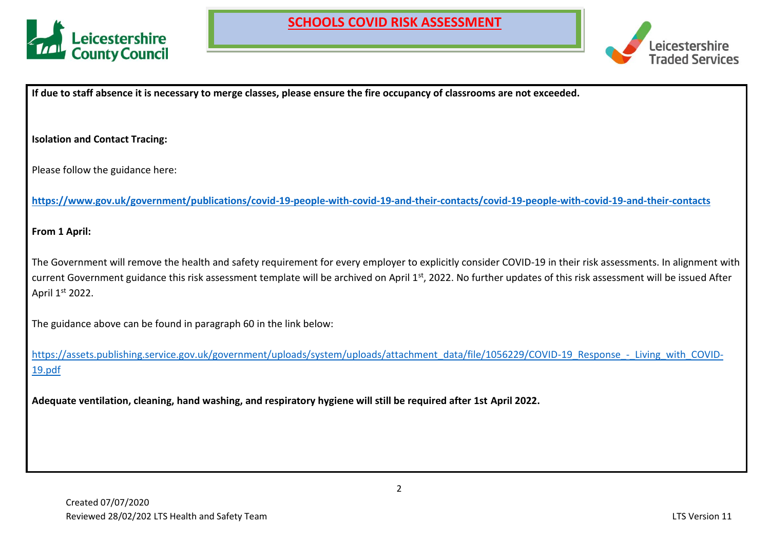**If due to staff absence it is necessary to merge classes, please ensure the fire occupancy of classrooms are not exceeded.**

**Isolation and Contact Tracing:**

Please follow the guidance here:

**https://www.gov.uk/government/publications/covid-19-people-with-covid-19-and-their-contacts/covid-19-people-with-covid-19-and-their-contacts**

**From 1 April:**

The Government will remove the health and safety requirement for every employer to explicitly consider COVID-19 in their risk assessments. In alignment with current Government guidance this risk assessment template will be archived on April 1st, 2022. No further updates of this risk assessment will be issued After April 1st 2022.

The guidance above can be found in paragraph 60 in the link below:

https://assets.publishing.service.gov.uk/government/uploads/system/uploads/attachment_data/file/1056229/COVID-19_Response_-_Living_with_COVID-19.pdf

**Adequate ventilation, cleaning, hand washing, and respiratory hygiene will still be required after 1st April 2022.**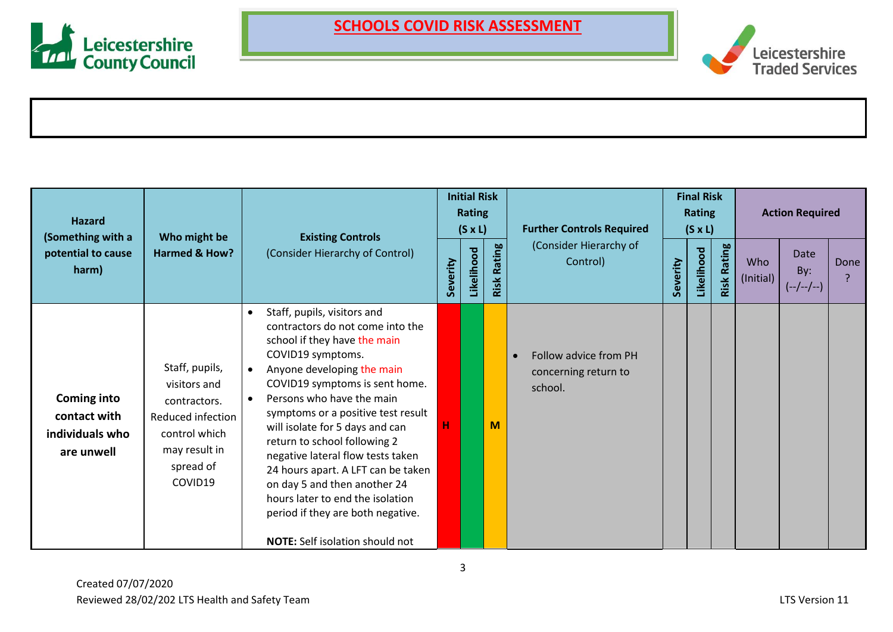# SCHOOLS COVID RISK ASSESSMENT

| Hazard (Something with a potential to cause harm) | Who might be Harmed & How? | Existing Controls (Consider Hierarchy of Control) | Initial Risk Rating (S x L) | | | Further Controls Required (Consider Hierarchy of Control) | Final Risk Rating (S x L) | | | Action Required | | |
|---|---|---|---|---|---|---|---|---|---|---|---|---|
| | | | Severity | Likelihood | Risk Rating | | Severity | Likelihood | Risk Rating | Who (Initial) | Date By: (--/--/--) | Done ? |
| **Coming into contact with individuals who are unwell** | Staff, pupils, visitors and contractors. Reduced infection control which may result in spread of COVID19 | • Staff, pupils, visitors and contractors do not come into the school if they have the main COVID19 symptoms.<br>• Anyone developing the main COVID19 symptoms is sent home.<br>• Persons who have the main symptoms or a positive test result will isolate for 5 days and can return to school following 2 negative lateral flow tests taken 24 hours apart. A LFT can be taken on day 5 and then another 24 hours later to end the isolation period if they are both negative.<br><br>**NOTE:** Self isolation should not | H | | M | • Follow advice from PH concerning return to school. | | | | | | |

Created 07/07/2020
Reviewed 28/02/202 LTS Health and Safety Team
LTS Version 11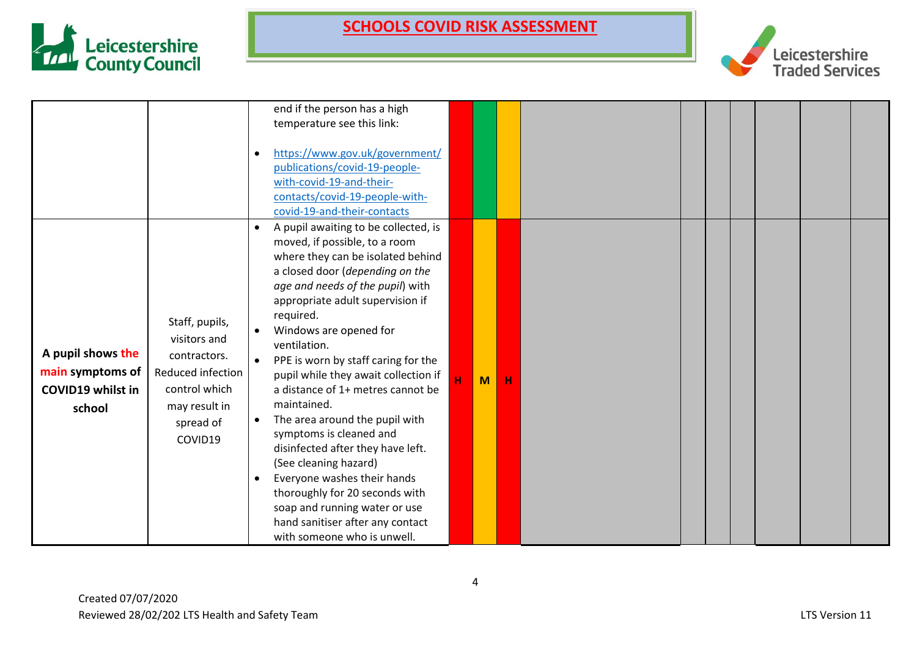# SCHOOLS COVID RISK ASSESSMENT

| | | | | | | | | | | | | |
|---|---|---|---|---|---|---|---|---|---|---|---|---|
| | | end if the person has a high temperature see this link:<br><br>• https://www.gov.uk/government/publications/covid-19-people-with-covid-19-and-their-contacts/covid-19-people-with-covid-19-and-their-contacts | | | | | | | | | | |
| **A pupil shows the main symptoms of COVID19 whilst in school** | Staff, pupils, visitors and contractors. Reduced infection control which may result in spread of COVID19 | • A pupil awaiting to be collected, is moved, if possible, to a room where they can be isolated behind a closed door (*depending on the age and needs of the pupil*) with appropriate adult supervision if required.<br>• Windows are opened for ventilation.<br>• PPE is worn by staff caring for the pupil while they await collection if a distance of 1+ metres cannot be maintained.<br>• The area around the pupil with symptoms is cleaned and disinfected after they have left. (See cleaning hazard)<br>• Everyone washes their hands thoroughly for 20 seconds with soap and running water or use hand sanitiser after any contact with someone who is unwell. | H | M | H | | | | | | | |

Created 07/07/2020
Reviewed 28/02/202 LTS Health and Safety Team
LTS Version 11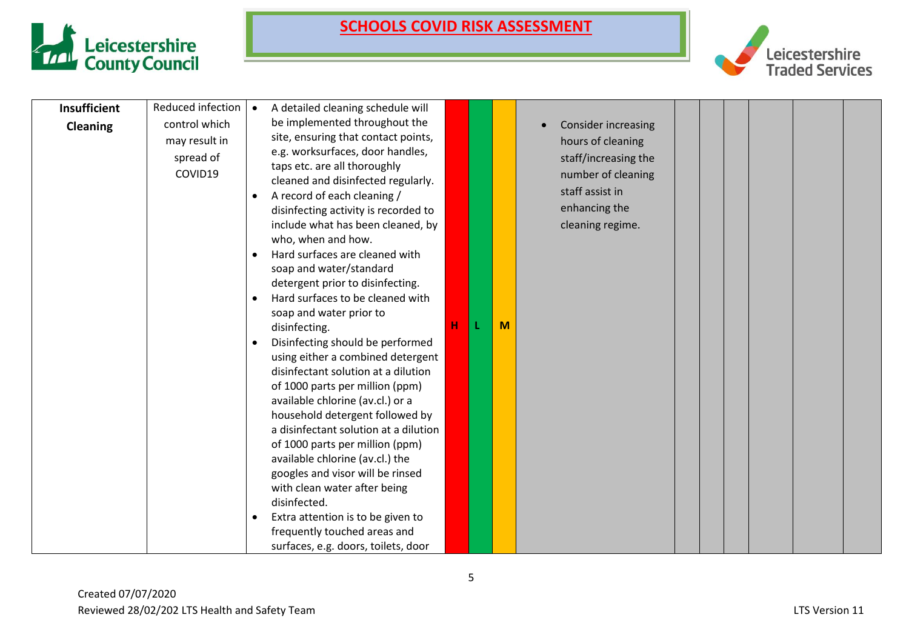# SCHOOLS COVID RISK ASSESSMENT

| | | | | | | | | | | | | |
|---|---|---|---|---|---|---|---|---|---|---|---|---|
| **Insufficient Cleaning** | Reduced infection control which may result in spread of COVID19 | • A detailed cleaning schedule will be implemented throughout the site, ensuring that contact points, e.g. worksurfaces, door handles, taps etc. are all thoroughly cleaned and disinfected regularly.<br>• A record of each cleaning / disinfecting activity is recorded to include what has been cleaned, by who, when and how.<br>• Hard surfaces are cleaned with soap and water/standard detergent prior to disinfecting.<br>• Hard surfaces to be cleaned with soap and water prior to disinfecting.<br>• Disinfecting should be performed using either a combined detergent disinfectant solution at a dilution of 1000 parts per million (ppm) available chlorine (av.cl.) or a household detergent followed by a disinfectant solution at a dilution of 1000 parts per million (ppm) available chlorine (av.cl.) the googles and visor will be rinsed with clean water after being disinfected.<br>• Extra attention is to be given to frequently touched areas and surfaces, e.g. doors, toilets, door | H | L | M | • Consider increasing hours of cleaning staff/increasing the number of cleaning staff assist in enhancing the cleaning regime. | | | | | | |

Created 07/07/2020
Reviewed 28/02/202 LTS Health and Safety Team

LTS Version 11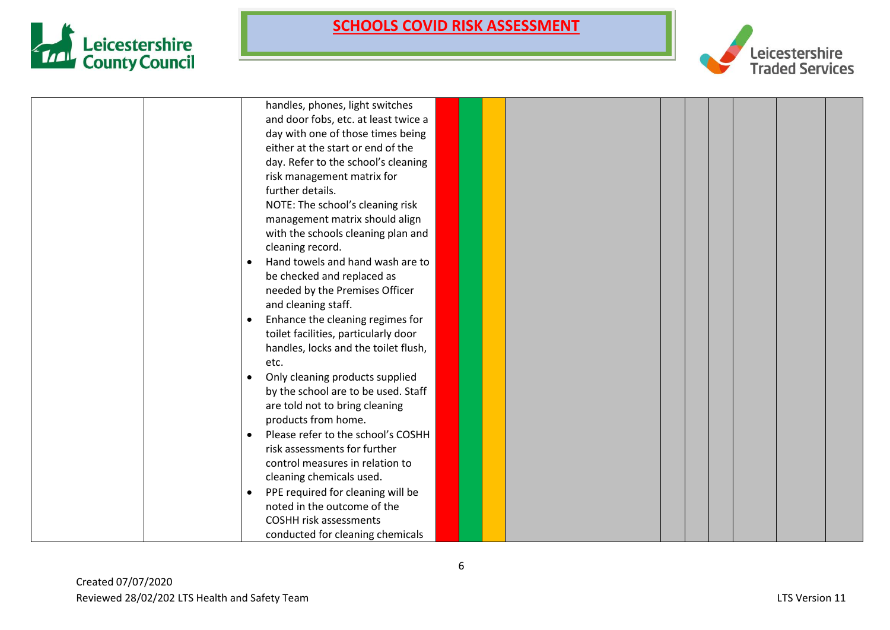| | | | | | | | | | | | | |
|---|---|---|---|---|---|---|---|---|---|---|---|---|
| | | handles, phones, light switches and door fobs, etc. at least twice a day with one of those times being either at the start or end of the day. Refer to the school's cleaning risk management matrix for further details.<br>NOTE: The school's cleaning risk management matrix should align with the schools cleaning plan and cleaning record.<br>• Hand towels and hand wash are to be checked and replaced as needed by the Premises Officer and cleaning staff.<br>• Enhance the cleaning regimes for toilet facilities, particularly door handles, locks and the toilet flush, etc.<br>• Only cleaning products supplied by the school are to be used. Staff are told not to bring cleaning products from home.<br>• Please refer to the school's COSHH risk assessments for further control measures in relation to cleaning chemicals used.<br>• PPE required for cleaning will be noted in the outcome of the COSHH risk assessments conducted for cleaning chemicals | | | | | | | | | | |

Created 07/07/2020
Reviewed 28/02/202 LTS Health and Safety Team
LTS Version 11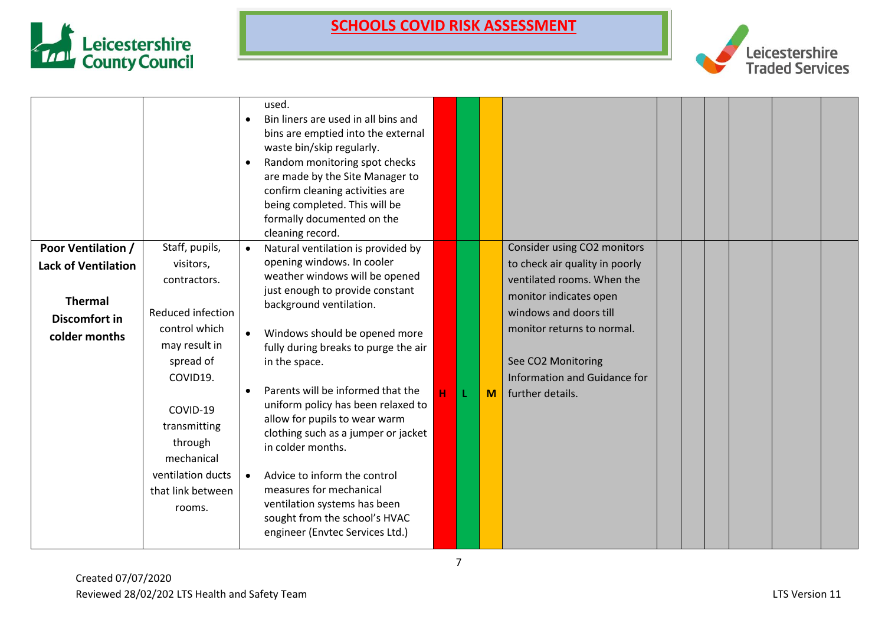| | | | | | | | | | | | | |
|---|---|---|---|---|---|---|---|---|---|---|---|---|
| | | used.<br>• Bin liners are used in all bins and bins are emptied into the external waste bin/skip regularly.<br>• Random monitoring spot checks are made by the Site Manager to confirm cleaning activities are being completed. This will be formally documented on the cleaning record. | | | | | | | | | | |
| **Poor Ventilation / Lack of Ventilation**<br><br>**Thermal Discomfort in colder months** | Staff, pupils, visitors, contractors.<br><br>Reduced infection control which may result in spread of COVID19.<br><br>COVID-19 transmitting through mechanical ventilation ducts that link between rooms. | • Natural ventilation is provided by opening windows. In cooler weather windows will be opened just enough to provide constant background ventilation.<br><br>• Windows should be opened more fully during breaks to purge the air in the space.<br><br>• Parents will be informed that the uniform policy has been relaxed to allow for pupils to wear warm clothing such as a jumper or jacket in colder months.<br><br>• Advice to inform the control measures for mechanical ventilation systems has been sought from the school's HVAC engineer (Envtec Services Ltd.) | H | L | M | Consider using $CO_2$ monitors to check air quality in poorly ventilated rooms. When the monitor indicates open windows and doors till monitor returns to normal.<br><br>See $CO_2$ Monitoring Information and Guidance for further details. | | | | | | |

Created 07/07/2020
Reviewed 28/02/202 LTS Health and Safety Team

LTS Version 11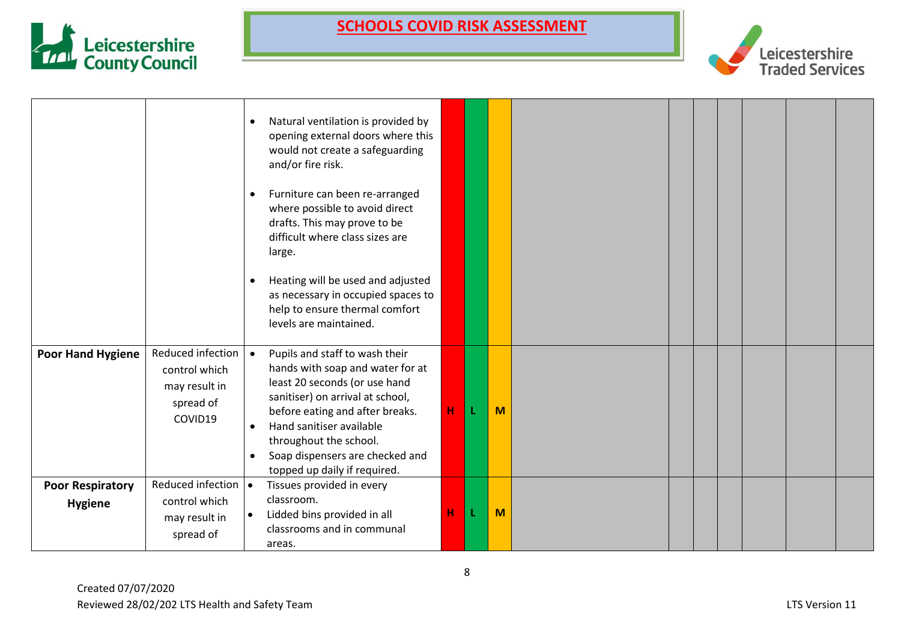# SCHOOLS COVID RISK ASSESSMENT

| | | | | | | | | | | | | |
|---|---|---|---|---|---|---|---|---|---|---|---|---|
| | | • Natural ventilation is provided by opening external doors where this would not create a safeguarding and/or fire risk.<br><br>• Furniture can been re-arranged where possible to avoid direct drafts. This may prove to be difficult where class sizes are large.<br><br>• Heating will be used and adjusted as necessary in occupied spaces to help to ensure thermal comfort levels are maintained. | | | | | | | | | | |
| **Poor Hand Hygiene** | Reduced infection control which may result in spread of COVID19 | • Pupils and staff to wash their hands with soap and water for at least 20 seconds (or use hand sanitiser) on arrival at school, before eating and after breaks.<br>• Hand sanitiser available throughout the school.<br>• Soap dispensers are checked and topped up daily if required. | H | L | M | | | | | | | |
| **Poor Respiratory Hygiene** | Reduced infection control which may result in spread of | • Tissues provided in every classroom.<br>• Lidded bins provided in all classrooms and in communal areas. | H | L | M | | | | | | | |

Created 07/07/2020
Reviewed 28/02/202 LTS Health and Safety Team

LTS Version 11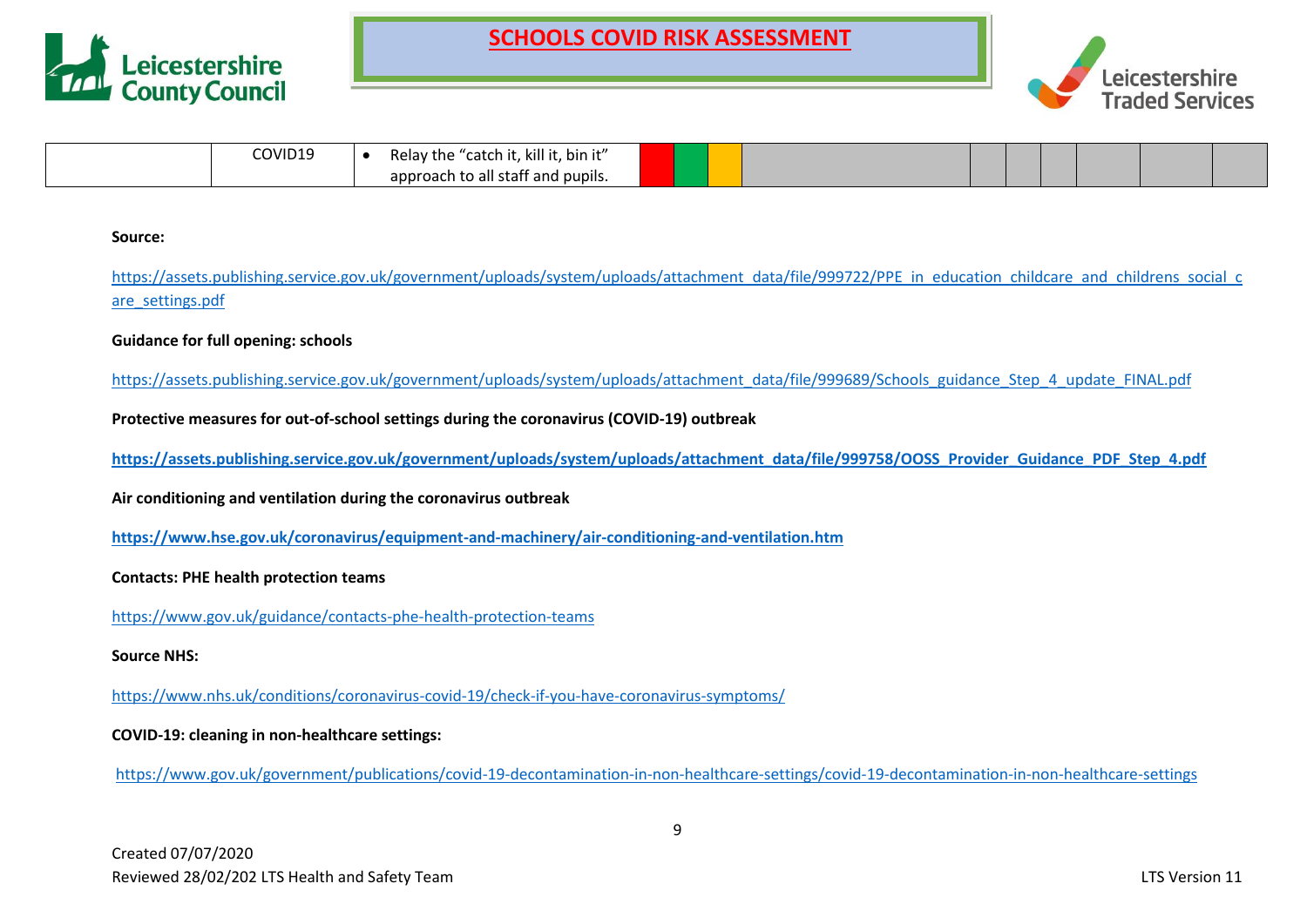| | COVID19 | • Relay the “catch it, kill it, bin it” approach to all staff and pupils. | | | | | | | | | | |
|---|---|---|---|---|---|---|---|---|---|---|---|---|

**Source:**

https://assets.publishing.service.gov.uk/government/uploads/system/uploads/attachment_data/file/999722/PPE_in_education_childcare_and_childrens_social_care_settings.pdf

**Guidance for full opening: schools**

https://assets.publishing.service.gov.uk/government/uploads/system/uploads/attachment_data/file/999689/Schools_guidance_Step_4_update_FINAL.pdf

**Protective measures for out-of-school settings during the coronavirus (COVID-19) outbreak**

**https://assets.publishing.service.gov.uk/government/uploads/system/uploads/attachment_data/file/999758/OOSS_Provider_Guidance_PDF_Step_4.pdf**

**Air conditioning and ventilation during the coronavirus outbreak**

**https://www.hse.gov.uk/coronavirus/equipment-and-machinery/air-conditioning-and-ventilation.htm**

**Contacts: PHE health protection teams**

https://www.gov.uk/guidance/contacts-phe-health-protection-teams

**Source NHS:**

https://www.nhs.uk/conditions/coronavirus-covid-19/check-if-you-have-coronavirus-symptoms/

**COVID-19: cleaning in non-healthcare settings:**

https://www.gov.uk/government/publications/covid-19-decontamination-in-non-healthcare-settings/covid-19-decontamination-in-non-healthcare-settings

Created 07/07/2020
Reviewed 28/02/202 LTS Health and Safety Team

LTS Version 11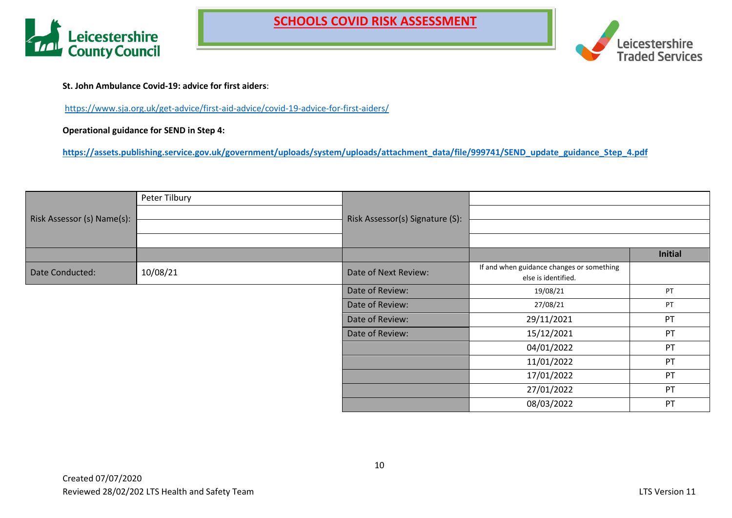**St. John Ambulance Covid-19: advice for first aiders**:

https://www.sja.org.uk/get-advice/first-aid-advice/covid-19-advice-for-first-aiders/

**Operational guidance for SEND in Step 4:**

**https://assets.publishing.service.gov.uk/government/uploads/system/uploads/attachment_data/file/999741/SEND_update_guidance_Step_4.pdf**

| Risk Assessor (s) Name(s): | Peter Tilbury | Risk Assessor(s) Signature (S): | | |
|---|---|---|---|---|
| | | | | |
| | | | | |
| | | | | |
| | | | | **Initial** |
| Date Conducted: | 10/08/21 | Date of Next Review: | If and when guidance changes or something else is identified. | |
| | | Date of Review: | 19/08/21 | PT |
| | | Date of Review: | 27/08/21 | PT |
| | | Date of Review: | 29/11/2021 | PT |
| | | Date of Review: | 15/12/2021 | PT |
| | | | 04/01/2022 | PT |
| | | | 11/01/2022 | PT |
| | | | 17/01/2022 | PT |
| | | | 27/01/2022 | PT |
| | | | 08/03/2022 | PT |

Created 07/07/2020
Reviewed 28/02/202 LTS Health and Safety Team

LTS Version 11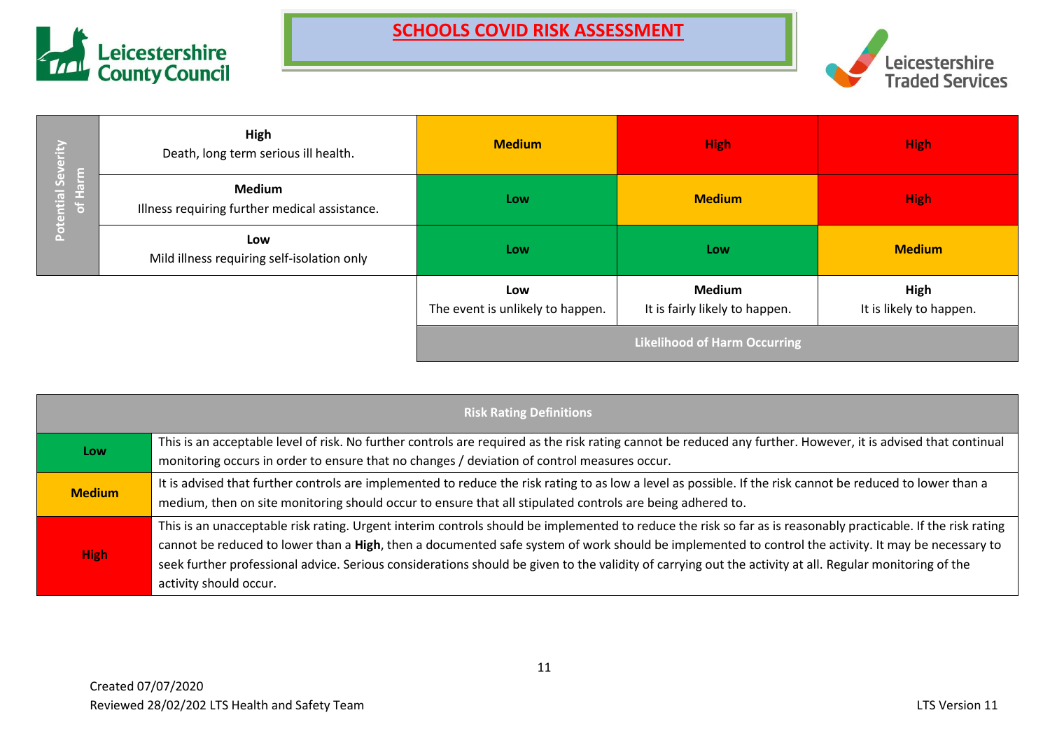# SCHOOLS COVID RISK ASSESSMENT

| Potential Severity of Harm | | | | |
|---|---|---|---|---|
| | **High** Death, long term serious ill health. | **Medium** | **High** | **High** |
| | **Medium** Illness requiring further medical assistance. | **Low** | **Medium** | **High** |
| | **Low** Mild illness requiring self-isolation only | **Low** | **Low** | **Medium** |
| | | **Low** The event is unlikely to happen. | **Medium** It is fairly likely to happen. | **High** It is likely to happen. |
| | | **Likelihood of Harm Occurring** | | |

| Risk Rating Definitions | |
|---|---|
| **Low** | This is an acceptable level of risk. No further controls are required as the risk rating cannot be reduced any further. However, it is advised that continual monitoring occurs in order to ensure that no changes / deviation of control measures occur. |
| **Medium** | It is advised that further controls are implemented to reduce the risk rating to as low a level as possible. If the risk cannot be reduced to lower than a medium, then on site monitoring should occur to ensure that all stipulated controls are being adhered to. |
| **High** | This is an unacceptable risk rating. Urgent interim controls should be implemented to reduce the risk so far as is reasonably practicable. If the risk rating cannot be reduced to lower than a **High**, then a documented safe system of work should be implemented to control the activity. It may be necessary to seek further professional advice. Serious considerations should be given to the validity of carrying out the activity at all. Regular monitoring of the activity should occur. |

Created 07/07/2020
Reviewed 28/02/202 LTS Health and Safety Team

LTS Version 11